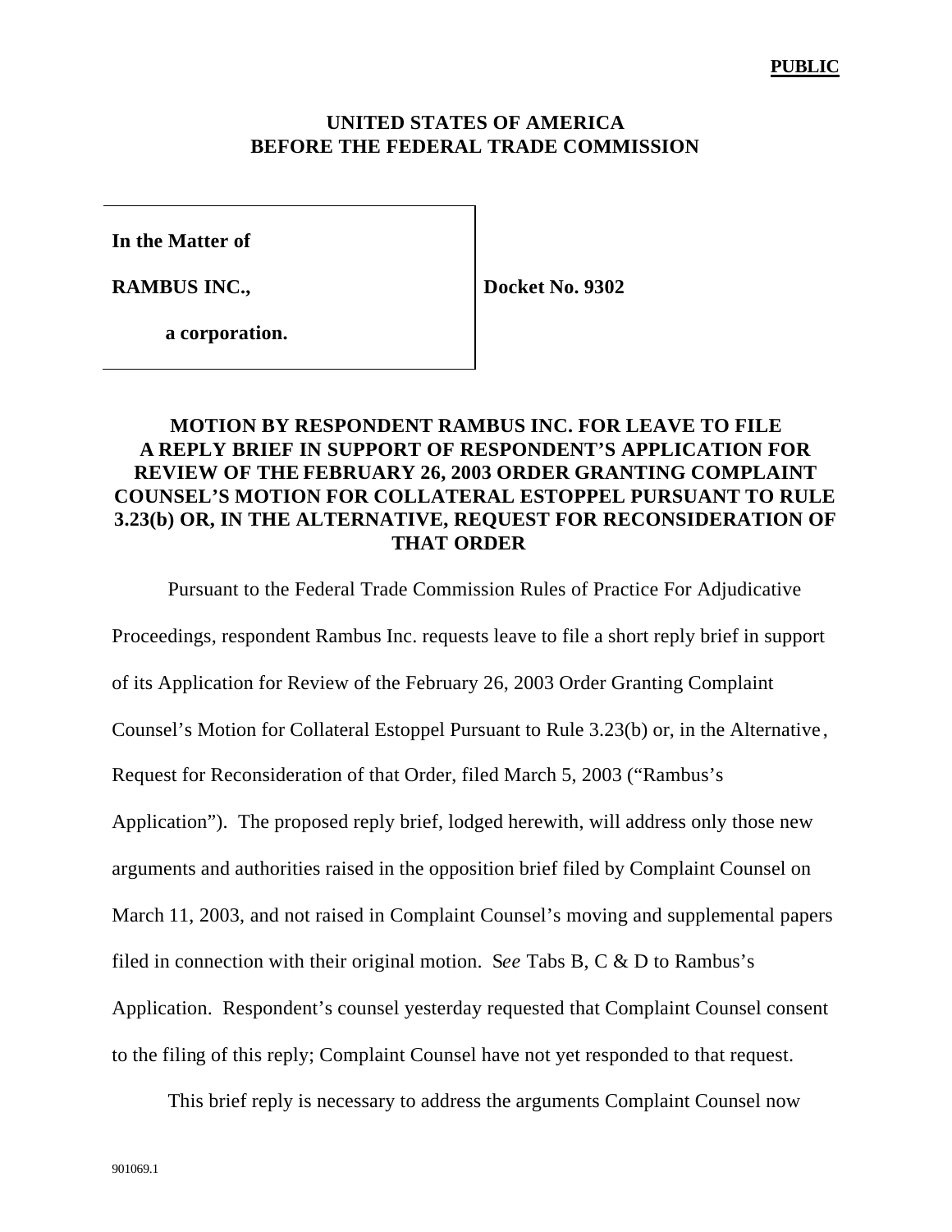**PUBLIC**

**UNITED STATES OF AMERICA**
**BEFORE THE FEDERAL TRADE COMMISSION**

| |
|---|
| **In the Matter of** |
| **RAMBUS INC.,** |
| **a corporation.** |

**Docket No. 9302**

## MOTION BY RESPONDENT RAMBUS INC. FOR LEAVE TO FILE A REPLY BRIEF IN SUPPORT OF RESPONDENT'S APPLICATION FOR REVIEW OF THE FEBRUARY 26, 2003 ORDER GRANTING COMPLAINT COUNSEL'S MOTION FOR COLLATERAL ESTOPPEL PURSUANT TO RULE 3.23(b) OR, IN THE ALTERNATIVE, REQUEST FOR RECONSIDERATION OF THAT ORDER

Pursuant to the Federal Trade Commission Rules of Practice For Adjudicative Proceedings, respondent Rambus Inc. requests leave to file a short reply brief in support of its Application for Review of the February 26, 2003 Order Granting Complaint Counsel's Motion for Collateral Estoppel Pursuant to Rule 3.23(b) or, in the Alternative, Request for Reconsideration of that Order, filed March 5, 2003 ("Rambus's Application"). The proposed reply brief, lodged herewith, will address only those new arguments and authorities raised in the opposition brief filed by Complaint Counsel on March 11, 2003, and not raised in Complaint Counsel's moving and supplemental papers filed in connection with their original motion. S*ee* Tabs B, C & D to Rambus's Application. Respondent's counsel yesterday requested that Complaint Counsel consent to the filing of this reply; Complaint Counsel have not yet responded to that request.

This brief reply is necessary to address the arguments Complaint Counsel now

901069.1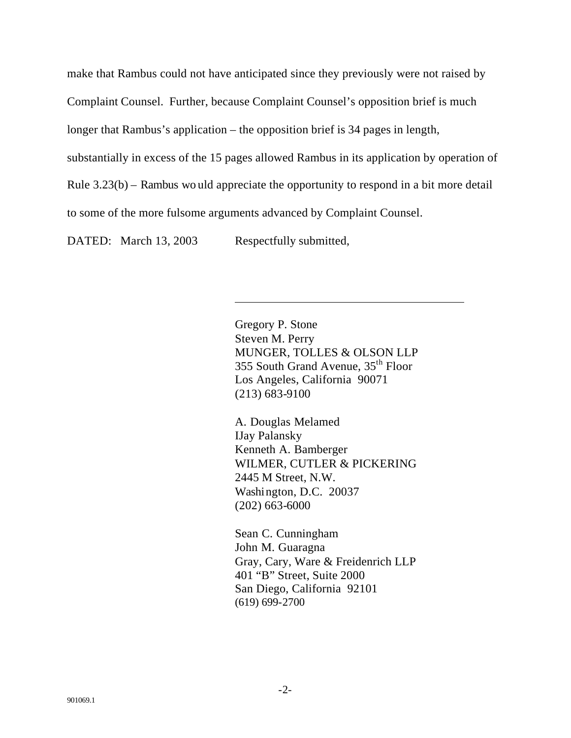make that Rambus could not have anticipated since they previously were not raised by Complaint Counsel. Further, because Complaint Counsel's opposition brief is much longer that Rambus's application – the opposition brief is 34 pages in length, substantially in excess of the 15 pages allowed Rambus in its application by operation of Rule 3.23(b) – Rambus would appreciate the opportunity to respond in a bit more detail to some of the more fulsome arguments advanced by Complaint Counsel.

DATED: March 13, 2003 Respectfully submitted,

\_\_\_\_\_\_\_\_\_\_\_\_\_\_\_\_\_\_\_\_\_\_\_\_\_\_\_\_\_\_\_\_\_\_\_\_\_\_

Gregory P. Stone
Steven M. Perry
MUNGER, TOLLES & OLSON LLP
355 South Grand Avenue, 35th Floor
Los Angeles, California 90071
(213) 683-9100

A. Douglas Melamed
IJay Palansky
Kenneth A. Bamberger
WILMER, CUTLER & PICKERING
2445 M Street, N.W.
Washington, D.C. 20037
(202) 663-6000

Sean C. Cunningham
John M. Guaragna
Gray, Cary, Ware & Freidenrich LLP
401 "B" Street, Suite 2000
San Diego, California 92101
(619) 699-2700

901069.1